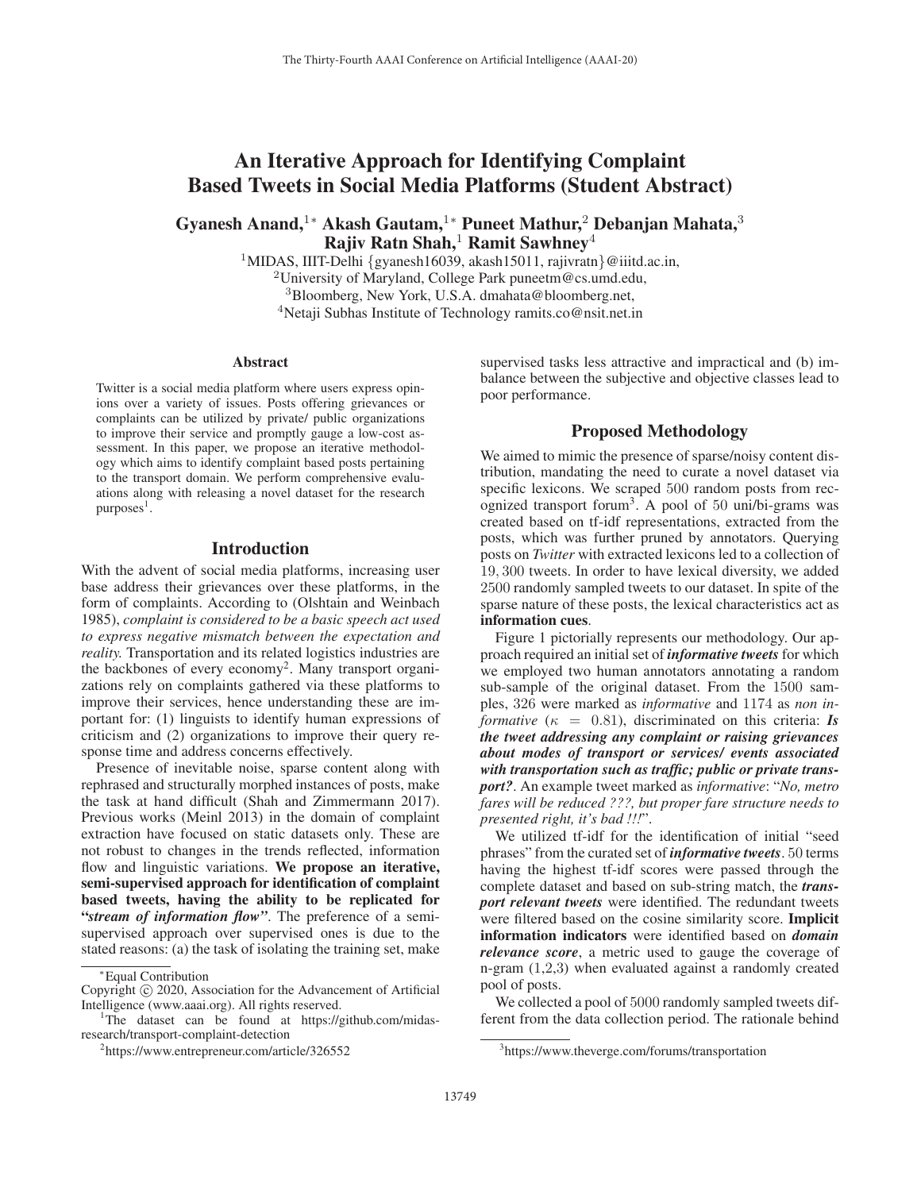# An Iterative Approach for Identifying Complaint Based Tweets in Social Media Platforms (Student Abstract)

**Gyanesh Anand,[1*] Akash Gautam,[1*] Puneet Mathur,[2] Debanjan Mahata,[3] Rajiv Ratn Shah,[1] Ramit Sawhney[4]**

[1]MIDAS, IIIT-Delhi {gyanesh16039, akash15011, rajivratn}@iiitd.ac.in,
[2]University of Maryland, College Park puneetm@cs.umd.edu,
[3]Bloomberg, New York, U.S.A. dmahata@bloomberg.net,
[4]Netaji Subhas Institute of Technology ramits.co@nsit.net.in

## Abstract

Twitter is a social media platform where users express opinions over a variety of issues. Posts offering grievances or complaints can be utilized by private/ public organizations to improve their service and promptly gauge a low-cost assessment. In this paper, we propose an iterative methodology which aims to identify complaint based posts pertaining to the transport domain. We perform comprehensive evaluations along with releasing a novel dataset for the research purposes[1].

## Introduction

With the advent of social media platforms, increasing user base address their grievances over these platforms, in the form of complaints. According to (Olshtain and Weinbach 1985), *complaint is considered to be a basic speech act used to express negative mismatch between the expectation and reality.* Transportation and its related logistics industries are the backbones of every economy[2]. Many transport organizations rely on complaints gathered via these platforms to improve their services, hence understanding these are important for: (1) linguists to identify human expressions of criticism and (2) organizations to improve their query response time and address concerns effectively.

Presence of inevitable noise, sparse content along with rephrased and structurally morphed instances of posts, make the task at hand difficult (Shah and Zimmermann 2017). Previous works (Meinl 2013) in the domain of complaint extraction have focused on static datasets only. These are not robust to changes in the trends reflected, information flow and linguistic variations. **We propose an iterative, semi-supervised approach for identification of complaint based tweets, having the ability to be replicated for "*stream of information flow*"**. The preference of a semi-supervised approach over supervised ones is due to the stated reasons: (a) the task of isolating the training set, make supervised tasks less attractive and impractical and (b) imbalance between the subjective and objective classes lead to poor performance.

## Proposed Methodology

We aimed to mimic the presence of sparse/noisy content distribution, mandating the need to curate a novel dataset via specific lexicons. We scraped 500 random posts from recognized transport forum[3]. A pool of 50 uni/bi-grams was created based on tf-idf representations, extracted from the posts, which was further pruned by annotators. Querying posts on *Twitter* with extracted lexicons led to a collection of 19,300 tweets. In order to have lexical diversity, we added 2500 randomly sampled tweets to our dataset. In spite of the sparse nature of these posts, the lexical characteristics act as **information cues**.

Figure 1 pictorially represents our methodology. Our approach required an initial set of ***informative tweets*** for which we employed two human annotators annotating a random sub-sample of the original dataset. From the 1500 samples, 326 were marked as *informative* and 1174 as *non informative* ($\kappa = 0.81$), discriminated on this criteria: ***Is the tweet addressing any complaint or raising grievances about modes of transport or services/ events associated with transportation such as traffic; public or private transport?***. An example tweet marked as *informative*: "*No, metro fares will be reduced ???, but proper fare structure needs to presented right, it's bad !!!*".

We utilized tf-idf for the identification of initial "seed phrases" from the curated set of ***informative tweets***. 50 terms having the highest tf-idf scores were passed through the complete dataset and based on sub-string match, the ***transport relevant tweets*** were identified. The redundant tweets were filtered based on the cosine similarity score. **Implicit information indicators** were identified based on ***domain relevance score***, a metric used to gauge the coverage of n-gram (1,2,3) when evaluated against a randomly created pool of posts.

We collected a pool of 5000 randomly sampled tweets different from the data collection period. The rationale behind

---

*Equal Contribution

Copyright © 2020, Association for the Advancement of Artificial Intelligence (www.aaai.org). All rights reserved.

[1]The dataset can be found at https://github.com/midas-research/transport-complaint-detection

[2]https://www.entrepreneur.com/article/326552

[3]https://www.theverge.com/forums/transportation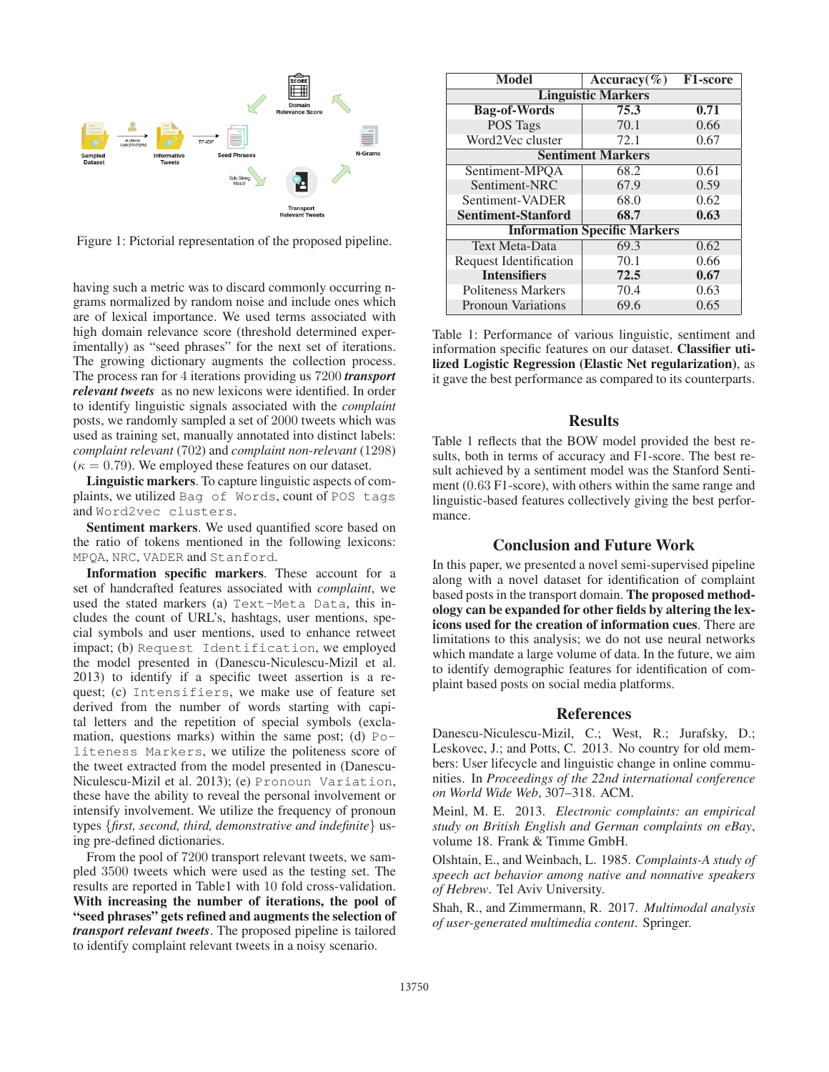Sampled Dataset
HUMAN ANNOTATORS
Informative Tweets
TF-IDF
Seed Phrases
Domain Relevance Score
N-Grams
Sub-String Match
Transport Relevant Tweets

Figure 1: Pictorial representation of the proposed pipeline.

having such a metric was to discard commonly occurring n-grams normalized by random noise and include ones which are of lexical importance. We used terms associated with high domain relevance score (threshold determined experimentally) as "seed phrases" for the next set of iterations. The growing dictionary augments the collection process. The process ran for 4 iterations providing us 7200 ***transport relevant tweets*** as no new lexicons were identified. In order to identify linguistic signals associated with the *complaint* posts, we randomly sampled a set of 2000 tweets which was used as training set, manually annotated into distinct labels: *complaint relevant* (702) and *complaint non-relevant* (1298) ($\kappa = 0.79$). We employed these features on our dataset.

**Linguistic markers**. To capture linguistic aspects of complaints, we utilized `Bag of Words`, count of `POS tags` and `Word2vec clusters`.

**Sentiment markers**. We used quantified score based on the ratio of tokens mentioned in the following lexicons: `MPQA`, `NRC`, `VADER` and `Stanford`.

**Information specific markers**. These account for a set of handcrafted features associated with *complaint*, we used the stated markers (a) `Text-Meta Data`, this includes the count of URL's, hashtags, user mentions, special symbols and user mentions, used to enhance retweet impact; (b) `Request Identification`, we employed the model presented in (Danescu-Niculescu-Mizil et al. 2013) to identify if a specific tweet assertion is a request; (c) `Intensifiers`, we make use of feature set derived from the number of words starting with capital letters and the repetition of special symbols (exclamation, questions marks) within the same post; (d) `Politeness Markers`, we utilize the politeness score of the tweet extracted from the model presented in (Danescu-Niculescu-Mizil et al. 2013); (e) `Pronoun Variation`, these have the ability to reveal the personal involvement or intensify involvement. We utilize the frequency of pronoun types {*first, second, third, demonstrative and indefinite*} using pre-defined dictionaries.

From the pool of 7200 transport relevant tweets, we sampled 3500 tweets which were used as the testing set. The results are reported in Table1 with 10 fold cross-validation. **With increasing the number of iterations, the pool of "seed phrases" gets refined and augments the selection of *transport relevant tweets***. The proposed pipeline is tailored to identify complaint relevant tweets in a noisy scenario.

| Model | Accuracy(%) | F1-score |
|---|---|---|
| **Linguistic Markers** | | |
| **Bag-of-Words** | **75.3** | **0.71** |
| POS Tags | 70.1 | 0.66 |
| Word2Vec cluster | 72.1 | 0.67 |
| **Sentiment Markers** | | |
| Sentiment-MPQA | 68.2 | 0.61 |
| Sentiment-NRC | 67.9 | 0.59 |
| Sentiment-VADER | 68.0 | 0.62 |
| **Sentiment-Stanford** | **68.7** | **0.63** |
| **Information Specific Markers** | | |
| Text Meta-Data | 69.3 | 0.62 |
| Request Identification | 70.1 | 0.66 |
| **Intensifiers** | **72.5** | **0.67** |
| Politeness Markers | 70.4 | 0.63 |
| Pronoun Variations | 69.6 | 0.65 |

Table 1: Performance of various linguistic, sentiment and information specific features on our dataset. **Classifier utilized Logistic Regression (Elastic Net regularization)**, as it gave the best performance as compared to its counterparts.

## Results

Table 1 reflects that the BOW model provided the best results, both in terms of accuracy and F1-score. The best result achieved by a sentiment model was the Stanford Sentiment (0.63 F1-score), with others within the same range and linguistic-based features collectively giving the best performance.

## Conclusion and Future Work

In this paper, we presented a novel semi-supervised pipeline along with a novel dataset for identification of complaint based posts in the transport domain. **The proposed methodology can be expanded for other fields by altering the lexicons used for the creation of information cues**. There are limitations to this analysis; we do not use neural networks which mandate a large volume of data. In the future, we aim to identify demographic features for identification of complaint based posts on social media platforms.

## References

Danescu-Niculescu-Mizil, C.; West, R.; Jurafsky, D.; Leskovec, J.; and Potts, C. 2013. No country for old members: User lifecycle and linguistic change in online communities. In *Proceedings of the 22nd international conference on World Wide Web*, 307–318. ACM.

Meinl, M. E. 2013. *Electronic complaints: an empirical study on British English and German complaints on eBay*, volume 18. Frank & Timme GmbH.

Olshtain, E., and Weinbach, L. 1985. *Complaints-A study of speech act behavior among native and nonnative speakers of Hebrew*. Tel Aviv University.

Shah, R., and Zimmermann, R. 2017. *Multimodal analysis of user-generated multimedia content*. Springer.